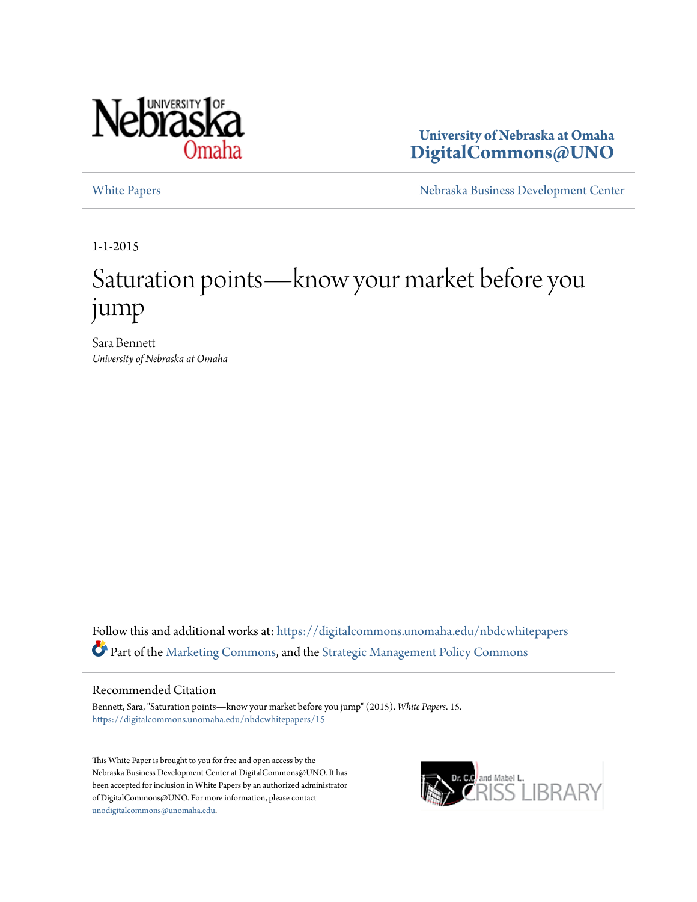University of Nebraska at Omaha
**DigitalCommons@UNO**

White Papers | Nebraska Business Development Center

1-1-2015

# Saturation points—know your market before you jump

Sara Bennett
*University of Nebraska at Omaha*

Follow this and additional works at: https://digitalcommons.unomaha.edu/nbdcwhitepapers

Part of the Marketing Commons, and the Strategic Management Policy Commons

## Recommended Citation

Bennett, Sara, "Saturation points—know your market before you jump" (2015). *White Papers*. 15.
https://digitalcommons.unomaha.edu/nbdcwhitepapers/15

This White Paper is brought to you for free and open access by the Nebraska Business Development Center at DigitalCommons@UNO. It has been accepted for inclusion in White Papers by an authorized administrator of DigitalCommons@UNO. For more information, please contact unodigitalcommons@unomaha.edu.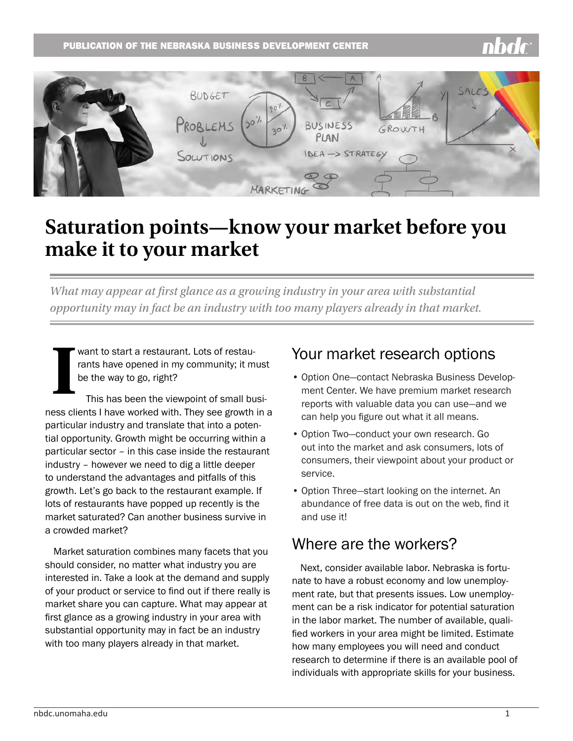# Saturation points—know your market before you make it to your market

*What may appear at first glance as a growing industry in your area with substantial opportunity may in fact be an industry with too many players already in that market.*

I want to start a restaurant. Lots of restaurants have opened in my community; it must be the way to go, right?

This has been the viewpoint of small business clients I have worked with. They see growth in a particular industry and translate that into a potential opportunity. Growth might be occurring within a particular sector – in this case inside the restaurant industry – however we need to dig a little deeper to understand the advantages and pitfalls of this growth. Let's go back to the restaurant example. If lots of restaurants have popped up recently is the market saturated? Can another business survive in a crowded market?

Market saturation combines many facets that you should consider, no matter what industry you are interested in. Take a look at the demand and supply of your product or service to find out if there really is market share you can capture. What may appear at first glance as a growing industry in your area with substantial opportunity may in fact be an industry with too many players already in that market.

## Your market research options

- Option One—contact Nebraska Business Development Center. We have premium market research reports with valuable data you can use—and we can help you figure out what it all means.
- Option Two—conduct your own research. Go out into the market and ask consumers, lots of consumers, their viewpoint about your product or service.
- Option Three—start looking on the internet. An abundance of free data is out on the web, find it and use it!

## Where are the workers?

Next, consider available labor. Nebraska is fortunate to have a robust economy and low unemployment rate, but that presents issues. Low unemployment can be a risk indicator for potential saturation in the labor market. The number of available, qualified workers in your area might be limited. Estimate how many employees you will need and conduct research to determine if there is an available pool of individuals with appropriate skills for your business.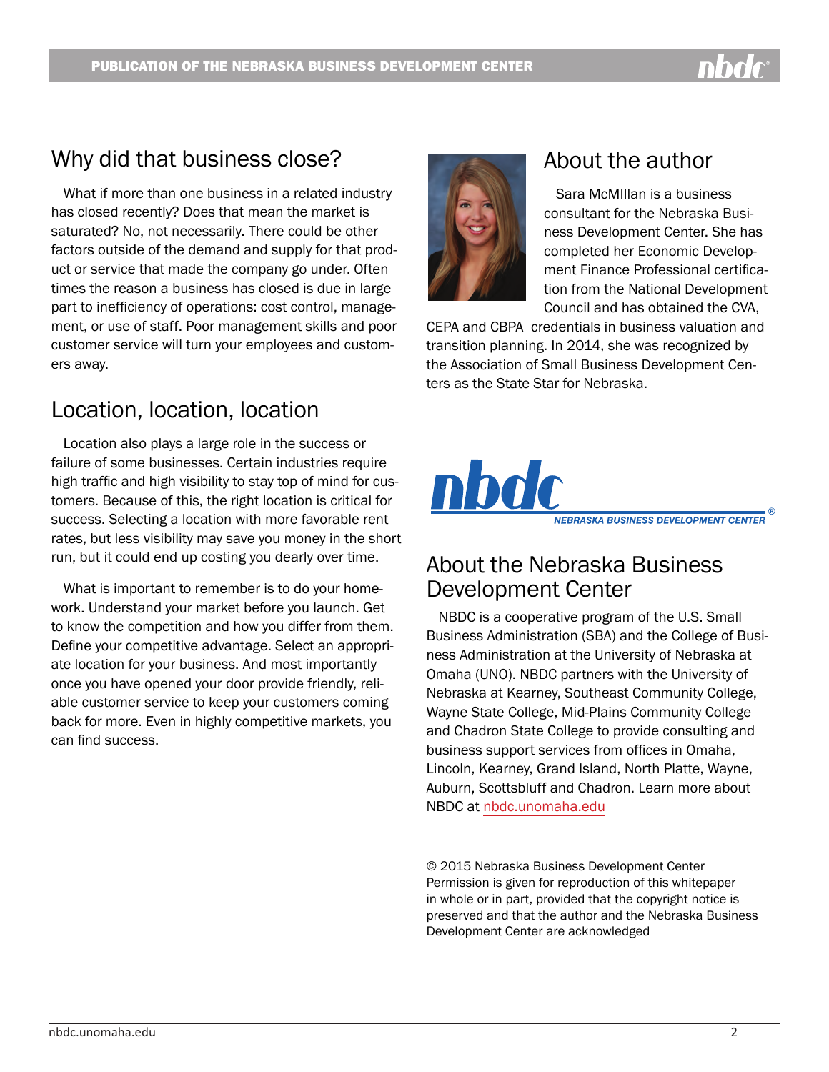## Why did that business close?

What if more than one business in a related industry has closed recently? Does that mean the market is saturated? No, not necessarily. There could be other factors outside of the demand and supply for that product or service that made the company go under. Often times the reason a business has closed is due in large part to inefficiency of operations: cost control, management, or use of staff. Poor management skills and poor customer service will turn your employees and customers away.

## Location, location, location

Location also plays a large role in the success or failure of some businesses. Certain industries require high traffic and high visibility to stay top of mind for customers. Because of this, the right location is critical for success. Selecting a location with more favorable rent rates, but less visibility may save you money in the short run, but it could end up costing you dearly over time.

What is important to remember is to do your homework. Understand your market before you launch. Get to know the competition and how you differ from them. Define your competitive advantage. Select an appropriate location for your business. And most importantly once you have opened your door provide friendly, reliable customer service to keep your customers coming back for more. Even in highly competitive markets, you can find success.

## About the author

Sara McMIllan is a business consultant for the Nebraska Business Development Center. She has completed her Economic Development Finance Professional certification from the National Development Council and has obtained the CVA, CEPA and CBPA credentials in business valuation and transition planning. In 2014, she was recognized by the Association of Small Business Development Centers as the State Star for Nebraska.

nbdc
NEBRASKA BUSINESS DEVELOPMENT CENTER

## About the Nebraska Business Development Center

NBDC is a cooperative program of the U.S. Small Business Administration (SBA) and the College of Business Administration at the University of Nebraska at Omaha (UNO). NBDC partners with the University of Nebraska at Kearney, Southeast Community College, Wayne State College, Mid-Plains Community College and Chadron State College to provide consulting and business support services from offices in Omaha, Lincoln, Kearney, Grand Island, North Platte, Wayne, Auburn, Scottsbluff and Chadron. Learn more about NBDC at nbdc.unomaha.edu

© 2015 Nebraska Business Development Center
Permission is given for reproduction of this whitepaper in whole or in part, provided that the copyright notice is preserved and that the author and the Nebraska Business Development Center are acknowledged